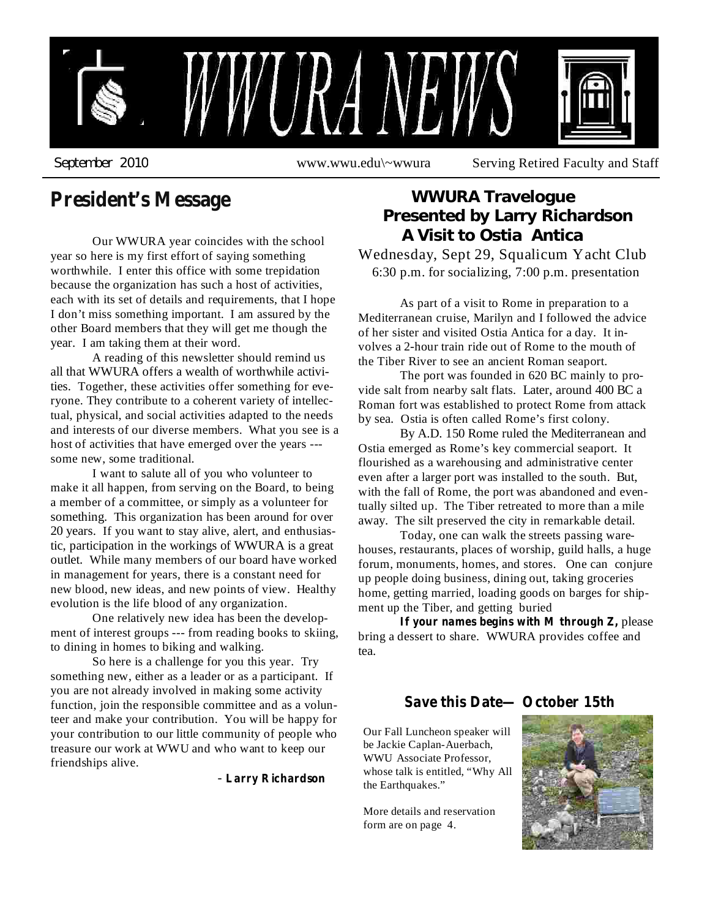# WWURA NEWS

September 2010 | www.wwu.edu\~wwura | Serving Retired Faculty and Staff

## President's Message

Our WWURA year coincides with the school year so here is my first effort of saying something worthwhile. I enter this office with some trepidation because the organization has such a host of activities, each with its set of details and requirements, that I hope I don't miss something important. I am assured by the other Board members that they will get me though the year. I am taking them at their word.

A reading of this newsletter should remind us all that WWURA offers a wealth of worthwhile activities. Together, these activities offer something for everyone. They contribute to a coherent variety of intellectual, physical, and social activities adapted to the needs and interests of our diverse members. What you see is a host of activities that have emerged over the years --- some new, some traditional.

I want to salute all of you who volunteer to make it all happen, from serving on the Board, to being a member of a committee, or simply as a volunteer for something. This organization has been around for over 20 years. If you want to stay alive, alert, and enthusiastic, participation in the workings of WWURA is a great outlet. While many members of our board have worked in management for years, there is a constant need for new blood, new ideas, and new points of view. Healthy evolution is the life blood of any organization.

One relatively new idea has been the development of interest groups --- from reading books to skiing, to dining in homes to biking and walking.

So here is a challenge for you this year. Try something new, either as a leader or as a participant. If you are not already involved in making some activity function, join the responsible committee and as a volunteer and make your contribution. You will be happy for your contribution to our little community of people who treasure our work at WWU and who want to keep our friendships alive.

- **Larry Richardson**

## WWURA Travelogue
## Presented by Larry Richardson
## A Visit to Ostia Antica

Wednesday, Sept 29, Squalicum Yacht Club
6:30 p.m. for socializing, 7:00 p.m. presentation

As part of a visit to Rome in preparation to a Mediterranean cruise, Marilyn and I followed the advice of her sister and visited Ostia Antica for a day. It involves a 2-hour train ride out of Rome to the mouth of the Tiber River to see an ancient Roman seaport.

The port was founded in 620 BC mainly to provide salt from nearby salt flats. Later, around 400 BC a Roman fort was established to protect Rome from attack by sea. Ostia is often called Rome's first colony.

By A.D. 150 Rome ruled the Mediterranean and Ostia emerged as Rome's key commercial seaport. It flourished as a warehousing and administrative center even after a larger port was installed to the south. But, with the fall of Rome, the port was abandoned and eventually silted up. The Tiber retreated to more than a mile away. The silt preserved the city in remarkable detail.

Today, one can walk the streets passing warehouses, restaurants, places of worship, guild halls, a huge forum, monuments, homes, and stores. One can conjure up people doing business, dining out, taking groceries home, getting married, loading goods on barges for shipment up the Tiber, and getting buried

**If your names begins with M through Z,** please bring a dessert to share. WWURA provides coffee and tea.

### Save this Date— October 15th

Our Fall Luncheon speaker will be Jackie Caplan-Auerbach, WWU Associate Professor, whose talk is entitled, "Why All the Earthquakes."

More details and reservation form are on page 4.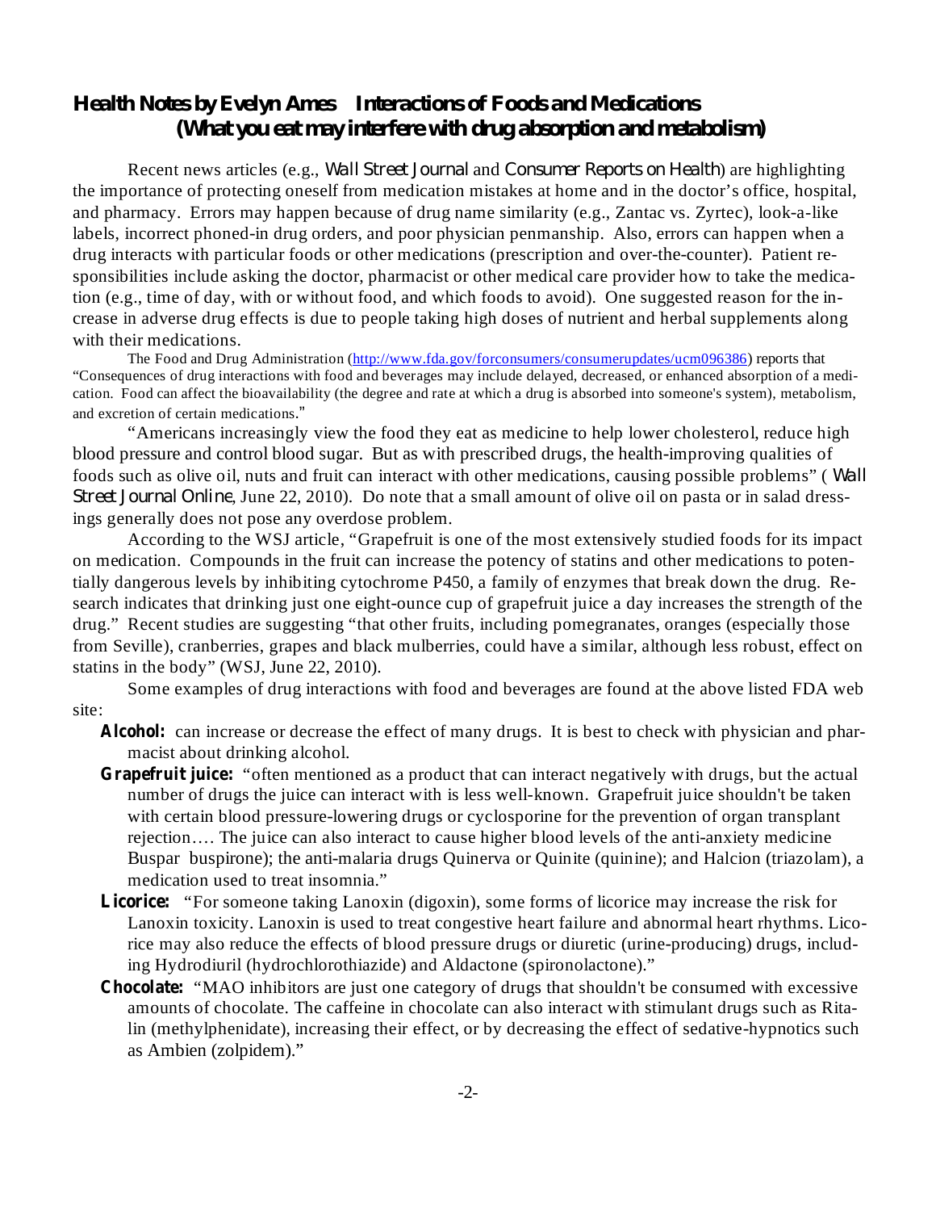## Health Notes by Evelyn Ames   Interactions of Foods and Medications
### (What you eat may interfere with drug absorption and metabolism)

Recent news articles (e.g., *Wall Street Journal* and *Consumer Reports on Health*) are highlighting the importance of protecting oneself from medication mistakes at home and in the doctor's office, hospital, and pharmacy. Errors may happen because of drug name similarity (e.g., Zantac vs. Zyrtec), look-a-like labels, incorrect phoned-in drug orders, and poor physician penmanship. Also, errors can happen when a drug interacts with particular foods or other medications (prescription and over-the-counter). Patient responsibilities include asking the doctor, pharmacist or other medical care provider how to take the medication (e.g., time of day, with or without food, and which foods to avoid). One suggested reason for the increase in adverse drug effects is due to people taking high doses of nutrient and herbal supplements along with their medications.

The Food and Drug Administration (http://www.fda.gov/forconsumers/consumerupdates/ucm096386) reports that "Consequences of drug interactions with food and beverages may include delayed, decreased, or enhanced absorption of a medication. Food can affect the bioavailability (the degree and rate at which a drug is absorbed into someone's system), metabolism, and excretion of certain medications."

"Americans increasingly view the food they eat as medicine to help lower cholesterol, reduce high blood pressure and control blood sugar. But as with prescribed drugs, the health-improving qualities of foods such as olive oil, nuts and fruit can interact with other medications, causing possible problems" (*Wall Street Journal Online*, June 22, 2010). Do note that a small amount of olive oil on pasta or in salad dressings generally does not pose any overdose problem.

According to the WSJ article, "Grapefruit is one of the most extensively studied foods for its impact on medication. Compounds in the fruit can increase the potency of statins and other medications to potentially dangerous levels by inhibiting cytochrome P450, a family of enzymes that break down the drug. Research indicates that drinking just one eight-ounce cup of grapefruit juice a day increases the strength of the drug." Recent studies are suggesting "that other fruits, including pomegranates, oranges (especially those from Seville), cranberries, grapes and black mulberries, could have a similar, although less robust, effect on statins in the body" (WSJ, June 22, 2010).

Some examples of drug interactions with food and beverages are found at the above listed FDA web site:

- **Alcohol:** can increase or decrease the effect of many drugs. It is best to check with physician and pharmacist about drinking alcohol.
- **Grapefruit juice:** "often mentioned as a product that can interact negatively with drugs, but the actual number of drugs the juice can interact with is less well-known. Grapefruit juice shouldn't be taken with certain blood pressure-lowering drugs or cyclosporine for the prevention of organ transplant rejection…. The juice can also interact to cause higher blood levels of the anti-anxiety medicine Buspar buspirone); the anti-malaria drugs Quinerva or Quinite (quinine); and Halcion (triazolam), a medication used to treat insomnia."
- **Licorice:** "For someone taking Lanoxin (digoxin), some forms of licorice may increase the risk for Lanoxin toxicity. Lanoxin is used to treat congestive heart failure and abnormal heart rhythms. Licorice may also reduce the effects of blood pressure drugs or diuretic (urine-producing) drugs, including Hydrodiuril (hydrochlorothiazide) and Aldactone (spironolactone)."
- **Chocolate:** "MAO inhibitors are just one category of drugs that shouldn't be consumed with excessive amounts of chocolate. The caffeine in chocolate can also interact with stimulant drugs such as Ritalin (methylphenidate), increasing their effect, or by decreasing the effect of sedative-hypnotics such as Ambien (zolpidem)."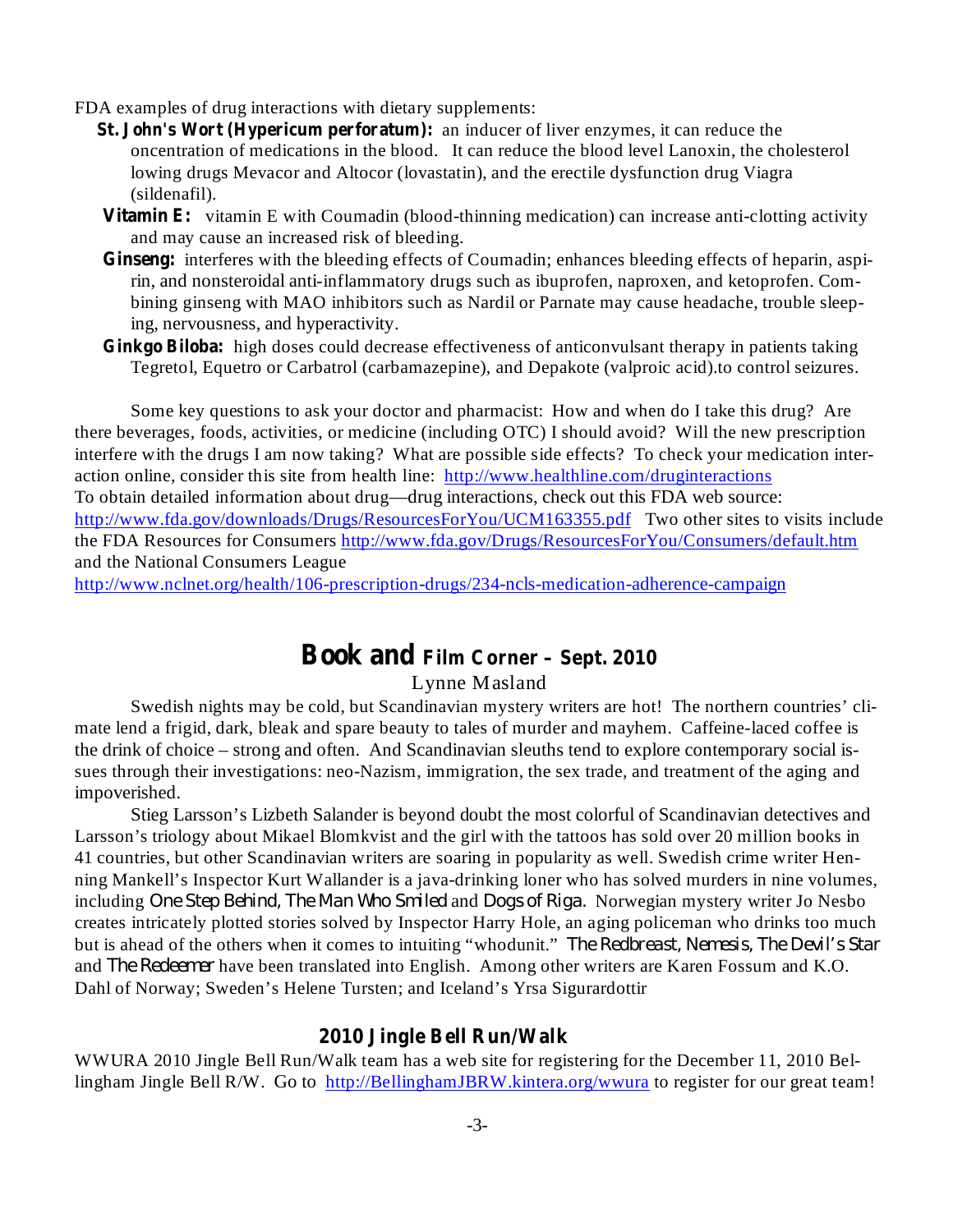FDA examples of drug interactions with dietary supplements:

- **St. John's Wort (Hypericum perforatum):** an inducer of liver enzymes, it can reduce the oncentration of medications in the blood. It can reduce the blood level Lanoxin, the cholesterol lowing drugs Mevacor and Altocor (lovastatin), and the erectile dysfunction drug Viagra (sildenafil).
- **Vitamin E:** vitamin E with Coumadin (blood-thinning medication) can increase anti-clotting activity and may cause an increased risk of bleeding.
- **Ginseng:** interferes with the bleeding effects of Coumadin; enhances bleeding effects of heparin, aspirin, and nonsteroidal anti-inflammatory drugs such as ibuprofen, naproxen, and ketoprofen. Combining ginseng with MAO inhibitors such as Nardil or Parnate may cause headache, trouble sleeping, nervousness, and hyperactivity.
- **Ginkgo Biloba:** high doses could decrease effectiveness of anticonvulsant therapy in patients taking Tegretol, Equetro or Carbatrol (carbamazepine), and Depakote (valproic acid).to control seizures.

Some key questions to ask your doctor and pharmacist: How and when do I take this drug? Are there beverages, foods, activities, or medicine (including OTC) I should avoid? Will the new prescription interfere with the drugs I am now taking? What are possible side effects? To check your medication interaction online, consider this site from health line: http://www.healthline.com/druginteractions
To obtain detailed information about drug—drug interactions, check out this FDA web source: http://www.fda.gov/downloads/Drugs/ResourcesForYou/UCM163355.pdf Two other sites to visits include the FDA Resources for Consumers http://www.fda.gov/Drugs/ResourcesForYou/Consumers/default.htm and the National Consumers League
http://www.nclnet.org/health/106-prescription-drugs/234-ncls-medication-adherence-campaign

## Book and Film Corner – Sept. 2010

Lynne Masland

Swedish nights may be cold, but Scandinavian mystery writers are hot! The northern countries' climate lend a frigid, dark, bleak and spare beauty to tales of murder and mayhem. Caffeine-laced coffee is the drink of choice – strong and often. And Scandinavian sleuths tend to explore contemporary social issues through their investigations: neo-Nazism, immigration, the sex trade, and treatment of the aging and impoverished.

Stieg Larsson's Lizbeth Salander is beyond doubt the most colorful of Scandinavian detectives and Larsson's triology about Mikael Blomkvist and the girl with the tattoos has sold over 20 million books in 41 countries, but other Scandinavian writers are soaring in popularity as well. Swedish crime writer Henning Mankell's Inspector Kurt Wallander is a java-drinking loner who has solved murders in nine volumes, including *One Step Behind, The Man Who Smiled* and *Dogs of Riga.* Norwegian mystery writer Jo Nesbo creates intricately plotted stories solved by Inspector Harry Hole, an aging policeman who drinks too much but is ahead of the others when it comes to intuiting "whodunit." *The Redbreast, Nemesis, The Devil's Star* and *The Redeemer* have been translated into English. Among other writers are Karen Fossum and K.O. Dahl of Norway; Sweden's Helene Tursten; and Iceland's Yrsa Sigurardottir

### 2010 Jingle Bell Run/Walk

WWURA 2010 Jingle Bell Run/Walk team has a web site for registering for the December 11, 2010 Bellingham Jingle Bell R/W. Go to http://BellinghamJBRW.kintera.org/wwura to register for our great team!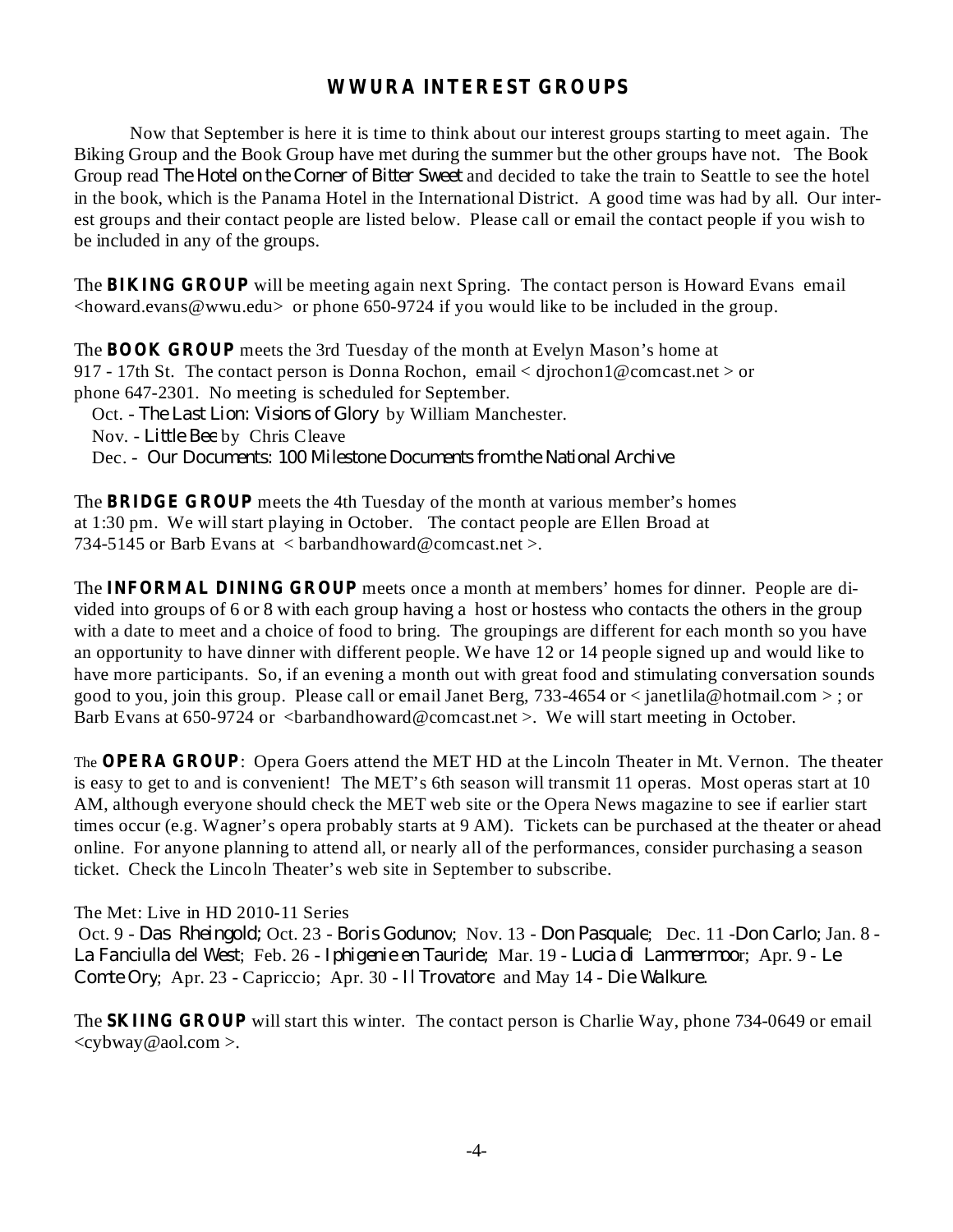## WWURA INTEREST GROUPS

Now that September is here it is time to think about our interest groups starting to meet again. The Biking Group and the Book Group have met during the summer but the other groups have not. The Book Group read *The Hotel on the Corner of Bitter Sweet* and decided to take the train to Seattle to see the hotel in the book, which is the Panama Hotel in the International District. A good time was had by all. Our interest groups and their contact people are listed below. Please call or email the contact people if you wish to be included in any of the groups.

The **BIKING GROUP** will be meeting again next Spring. The contact person is Howard Evans email <howard.evans@wwu.edu> or phone 650-9724 if you would like to be included in the group.

The **BOOK GROUP** meets the 3rd Tuesday of the month at Evelyn Mason's home at 917 - 17th St. The contact person is Donna Rochon, email < djrochon1@comcast.net > or phone 647-2301. No meeting is scheduled for September.

Oct. - *The Last Lion: Visions of Glory* by William Manchester.
Nov. - *Little Bee* by Chris Cleave
Dec. - *Our Documents: 100 Milestone Documents from the National Archive*

The **BRIDGE GROUP** meets the 4th Tuesday of the month at various member's homes at 1:30 pm. We will start playing in October. The contact people are Ellen Broad at 734-5145 or Barb Evans at < barbandhoward@comcast.net >.

The **INFORMAL DINING GROUP** meets once a month at members' homes for dinner. People are divided into groups of 6 or 8 with each group having a host or hostess who contacts the others in the group with a date to meet and a choice of food to bring. The groupings are different for each month so you have an opportunity to have dinner with different people. We have 12 or 14 people signed up and would like to have more participants. So, if an evening a month out with great food and stimulating conversation sounds good to you, join this group. Please call or email Janet Berg, 733-4654 or < janetlila@hotmail.com > ; or Barb Evans at 650-9724 or <barbandhoward@comcast.net >. We will start meeting in October.

The **OPERA GROUP**: Opera Goers attend the MET HD at the Lincoln Theater in Mt. Vernon. The theater is easy to get to and is convenient! The MET's 6th season will transmit 11 operas. Most operas start at 10 AM, although everyone should check the MET web site or the Opera News magazine to see if earlier start times occur (e.g. Wagner's opera probably starts at 9 AM). Tickets can be purchased at the theater or ahead online. For anyone planning to attend all, or nearly all of the performances, consider purchasing a season ticket. Check the Lincoln Theater's web site in September to subscribe.

The Met: Live in HD 2010-11 Series
Oct. 9 - *Das Rheingold;* Oct. 23 - *Boris Godunov*; Nov. 13 - *Don Pasquale*; Dec. 11 -*Don Carlo*; Jan. 8 - *La Fanciulla del West*; Feb. 26 - *Iphigenie en Tauride;* Mar. 19 - *Lucia di Lammermoor*; Apr. 9 - *Le Comte Ory*; Apr. 23 - Capriccio; Apr. 30 - *Il Trovatore* and May 14 - *Die Walkure*.

The **SKIING GROUP** will start this winter. The contact person is Charlie Way, phone 734-0649 or email <cybway@aol.com >.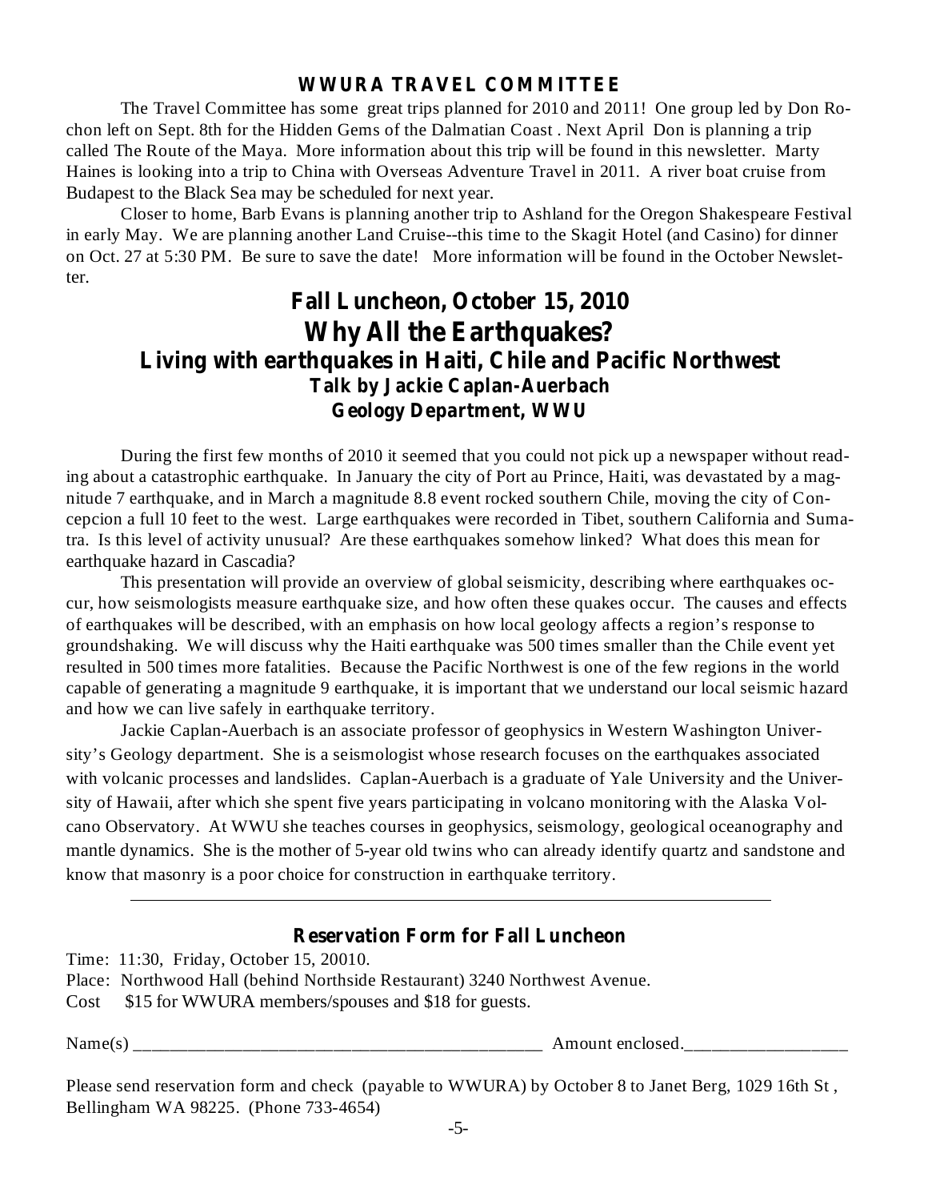## WWURA TRAVEL COMMITTEE

The Travel Committee has some great trips planned for 2010 and 2011! One group led by Don Rochon left on Sept. 8th for the Hidden Gems of the Dalmatian Coast . Next April Don is planning a trip called The Route of the Maya. More information about this trip will be found in this newsletter. Marty Haines is looking into a trip to China with Overseas Adventure Travel in 2011. A river boat cruise from Budapest to the Black Sea may be scheduled for next year.

Closer to home, Barb Evans is planning another trip to Ashland for the Oregon Shakespeare Festival in early May. We are planning another Land Cruise--this time to the Skagit Hotel (and Casino) for dinner on Oct. 27 at 5:30 PM. Be sure to save the date! More information will be found in the October Newsletter.

# Fall Luncheon, October 15, 2010

# Why All the Earthquakes?

## Living with earthquakes in Haiti, Chile and Pacific Northwest

### Talk by Jackie Caplan-Auerbach

### Geology Department, WWU

During the first few months of 2010 it seemed that you could not pick up a newspaper without reading about a catastrophic earthquake. In January the city of Port au Prince, Haiti, was devastated by a magnitude 7 earthquake, and in March a magnitude 8.8 event rocked southern Chile, moving the city of Concepcion a full 10 feet to the west. Large earthquakes were recorded in Tibet, southern California and Sumatra. Is this level of activity unusual? Are these earthquakes somehow linked? What does this mean for earthquake hazard in Cascadia?

This presentation will provide an overview of global seismicity, describing where earthquakes occur, how seismologists measure earthquake size, and how often these quakes occur. The causes and effects of earthquakes will be described, with an emphasis on how local geology affects a region's response to groundshaking. We will discuss why the Haiti earthquake was 500 times smaller than the Chile event yet resulted in 500 times more fatalities. Because the Pacific Northwest is one of the few regions in the world capable of generating a magnitude 9 earthquake, it is important that we understand our local seismic hazard and how we can live safely in earthquake territory.

Jackie Caplan-Auerbach is an associate professor of geophysics in Western Washington University's Geology department. She is a seismologist whose research focuses on the earthquakes associated with volcanic processes and landslides. Caplan-Auerbach is a graduate of Yale University and the University of Hawaii, after which she spent five years participating in volcano monitoring with the Alaska Volcano Observatory. At WWU she teaches courses in geophysics, seismology, geological oceanography and mantle dynamics. She is the mother of 5-year old twins who can already identify quartz and sandstone and know that masonry is a poor choice for construction in earthquake territory.

---

### Reservation Form for Fall Luncheon

Time: 11:30, Friday, October 15, 20010.
Place: Northwood Hall (behind Northside Restaurant) 3240 Northwest Avenue.
Cost $15 for WWURA members/spouses and $18 for guests.

Name(s) _____________________________________________ Amount enclosed._________________

Please send reservation form and check (payable to WWURA) by October 8 to Janet Berg, 1029 16th St , Bellingham WA 98225. (Phone 733-4654)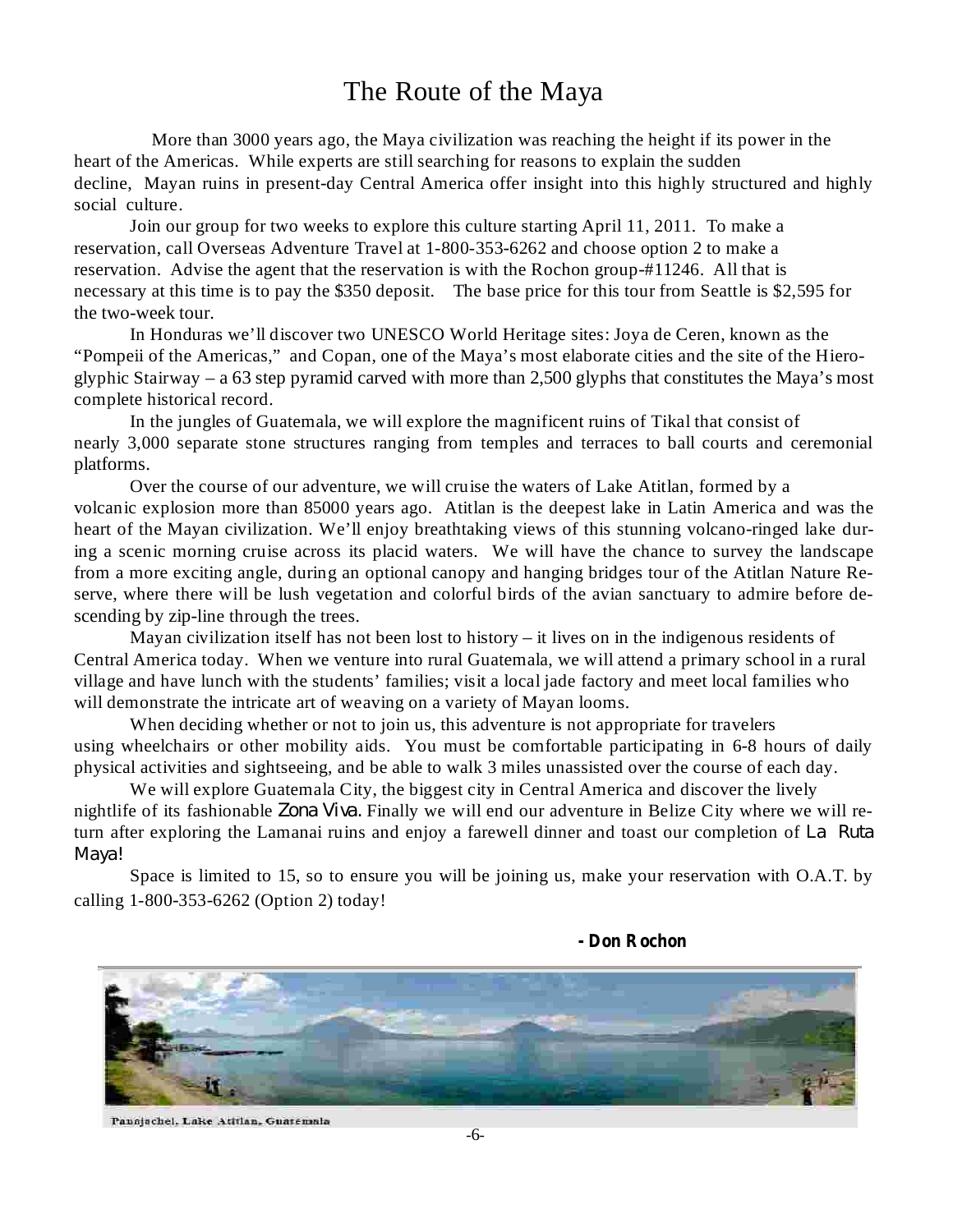# The Route of the Maya

More than 3000 years ago, the Maya civilization was reaching the height if its power in the heart of the Americas. While experts are still searching for reasons to explain the sudden decline, Mayan ruins in present-day Central America offer insight into this highly structured and highly social culture.

Join our group for two weeks to explore this culture starting April 11, 2011. To make a reservation, call Overseas Adventure Travel at 1-800-353-6262 and choose option 2 to make a reservation. Advise the agent that the reservation is with the Rochon group-#11246. All that is necessary at this time is to pay the $350 deposit. The base price for this tour from Seattle is $2,595 for the two-week tour.

In Honduras we'll discover two UNESCO World Heritage sites: Joya de Ceren, known as the "Pompeii of the Americas," and Copan, one of the Maya's most elaborate cities and the site of the Hieroglyphic Stairway – a 63 step pyramid carved with more than 2,500 glyphs that constitutes the Maya's most complete historical record.

In the jungles of Guatemala, we will explore the magnificent ruins of Tikal that consist of nearly 3,000 separate stone structures ranging from temples and terraces to ball courts and ceremonial platforms.

Over the course of our adventure, we will cruise the waters of Lake Atitlan, formed by a volcanic explosion more than 85000 years ago. Atitlan is the deepest lake in Latin America and was the heart of the Mayan civilization. We'll enjoy breathtaking views of this stunning volcano-ringed lake during a scenic morning cruise across its placid waters. We will have the chance to survey the landscape from a more exciting angle, during an optional canopy and hanging bridges tour of the Atitlan Nature Reserve, where there will be lush vegetation and colorful birds of the avian sanctuary to admire before descending by zip-line through the trees.

Mayan civilization itself has not been lost to history – it lives on in the indigenous residents of Central America today. When we venture into rural Guatemala, we will attend a primary school in a rural village and have lunch with the students' families; visit a local jade factory and meet local families who will demonstrate the intricate art of weaving on a variety of Mayan looms.

When deciding whether or not to join us, this adventure is not appropriate for travelers using wheelchairs or other mobility aids. You must be comfortable participating in 6-8 hours of daily physical activities and sightseeing, and be able to walk 3 miles unassisted over the course of each day.

We will explore Guatemala City, the biggest city in Central America and discover the lively nightlife of its fashionable *Zona Viva.* Finally we will end our adventure in Belize City where we will return after exploring the Lamanai ruins and enjoy a farewell dinner and toast our completion of *La Ruta Maya!*

Space is limited to 15, so to ensure you will be joining us, make your reservation with O.A.T. by calling 1-800-353-6262 (Option 2) today!

**- Don Rochon**

Panajachel, Lake Atitlan, Guatemala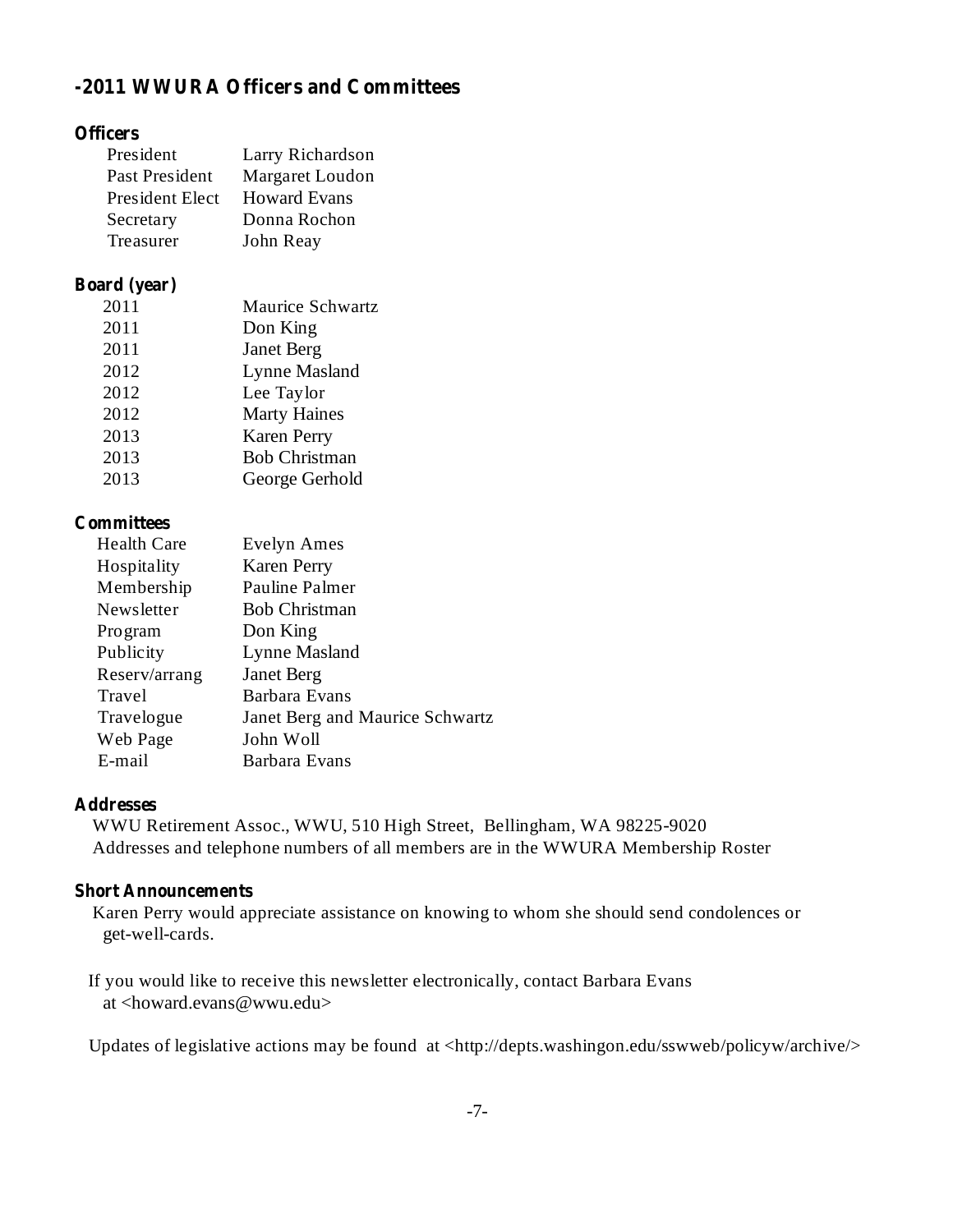## -2011 WWURA Officers and Committees

### Officers

| | |
|---|---|
| President | Larry Richardson |
| Past President | Margaret Loudon |
| President Elect | Howard Evans |
| Secretary | Donna Rochon |
| Treasurer | John Reay |

### Board (year)

| | |
|---|---|
| 2011 | Maurice Schwartz |
| 2011 | Don King |
| 2011 | Janet Berg |
| 2012 | Lynne Masland |
| 2012 | Lee Taylor |
| 2012 | Marty Haines |
| 2013 | Karen Perry |
| 2013 | Bob Christman |
| 2013 | George Gerhold |

### Committees

| | |
|---|---|
| Health Care | Evelyn Ames |
| Hospitality | Karen Perry |
| Membership | Pauline Palmer |
| Newsletter | Bob Christman |
| Program | Don King |
| Publicity | Lynne Masland |
| Reserv/arrang | Janet Berg |
| Travel | Barbara Evans |
| Travelogue | Janet Berg and Maurice Schwartz |
| Web Page | John Woll |
| E-mail | Barbara Evans |

### Addresses

WWU Retirement Assoc., WWU, 510 High Street, Bellingham, WA 98225-9020
Addresses and telephone numbers of all members are in the WWURA Membership Roster

### Short Announcements

Karen Perry would appreciate assistance on knowing to whom she should send condolences or get-well-cards.

If you would like to receive this newsletter electronically, contact Barbara Evans at <howard.evans@wwu.edu>

Updates of legislative actions may be found at <http://depts.washingon.edu/sswweb/policyw/archive/>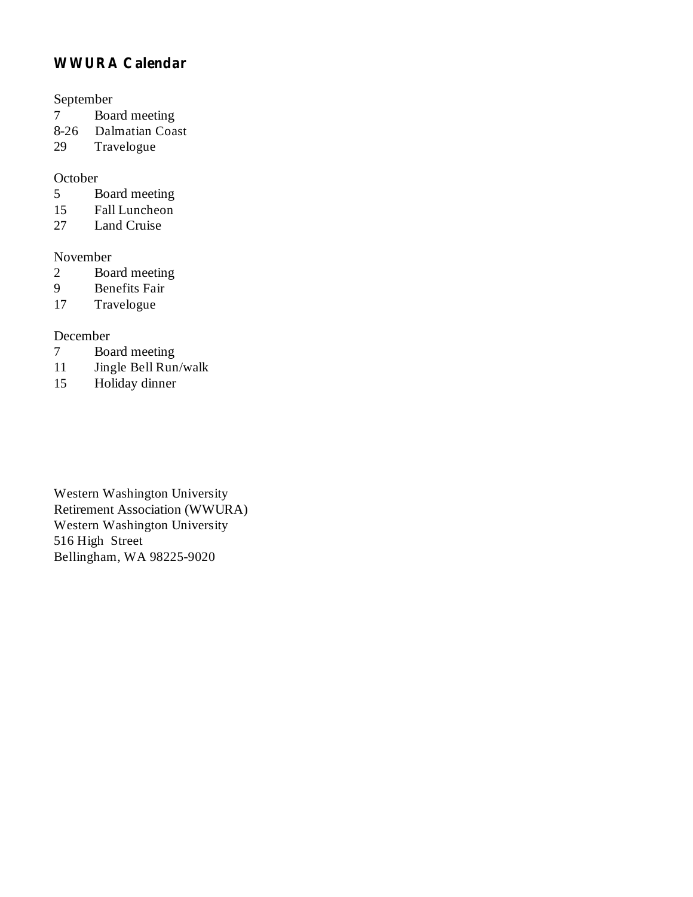## WWURA Calendar

September

| | |
|---|---|
| 7 | Board meeting |
| 8-26 | Dalmatian Coast |
| 29 | Travelogue |

October

| | |
|---|---|
| 5 | Board meeting |
| 15 | Fall Luncheon |
| 27 | Land Cruise |

November

| | |
|---|---|
| 2 | Board meeting |
| 9 | Benefits Fair |
| 17 | Travelogue |

December

| | |
|---|---|
| 7 | Board meeting |
| 11 | Jingle Bell Run/walk |
| 15 | Holiday dinner |

Western Washington University  
Retirement Association (WWURA)  
Western Washington University  
516 High Street  
Bellingham, WA 98225-9020